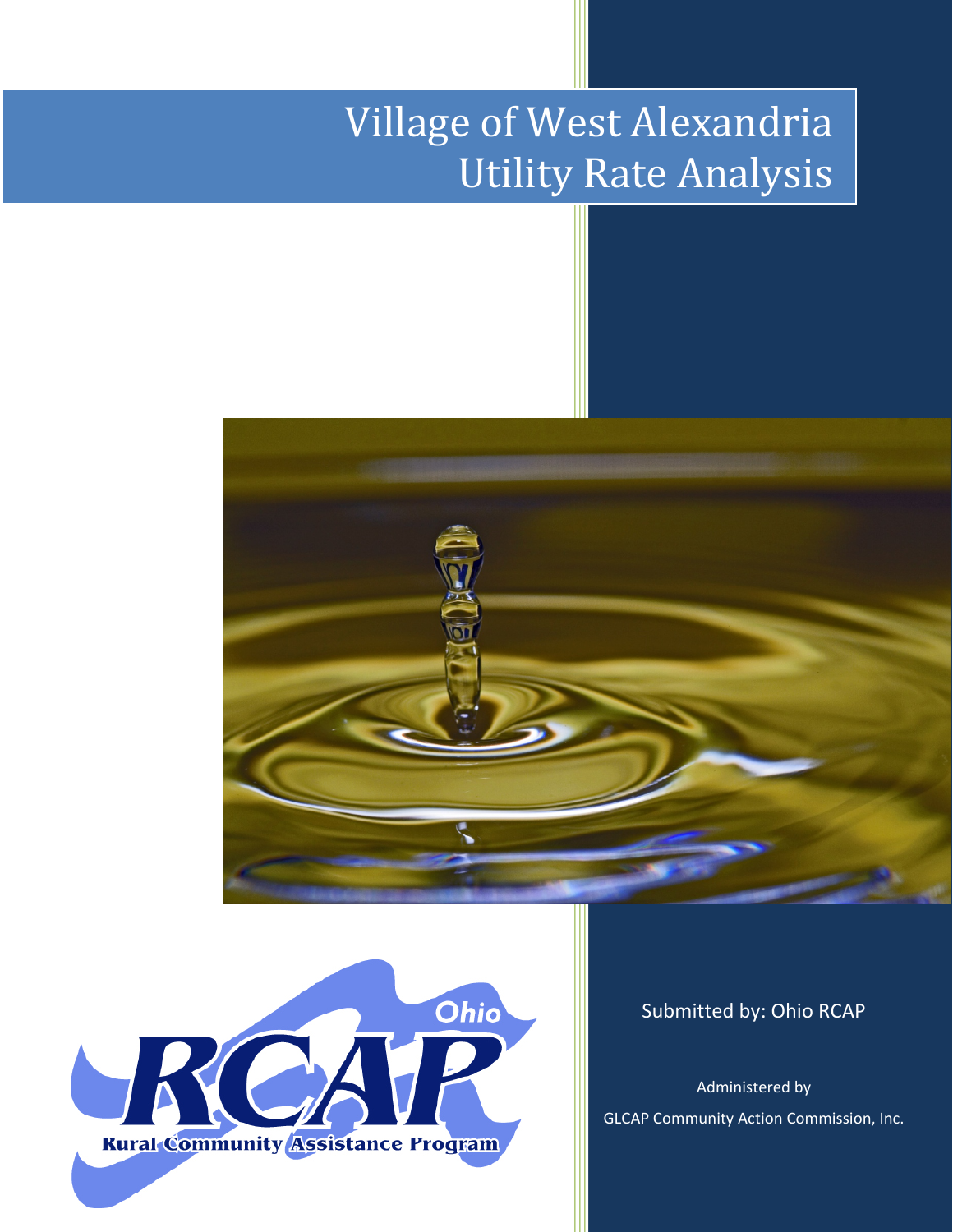# Village of West Alexandria Utility Rate Analysis

Submitted by: Ohio RCAP

Administered by

GLCAP Community Action Commission, Inc.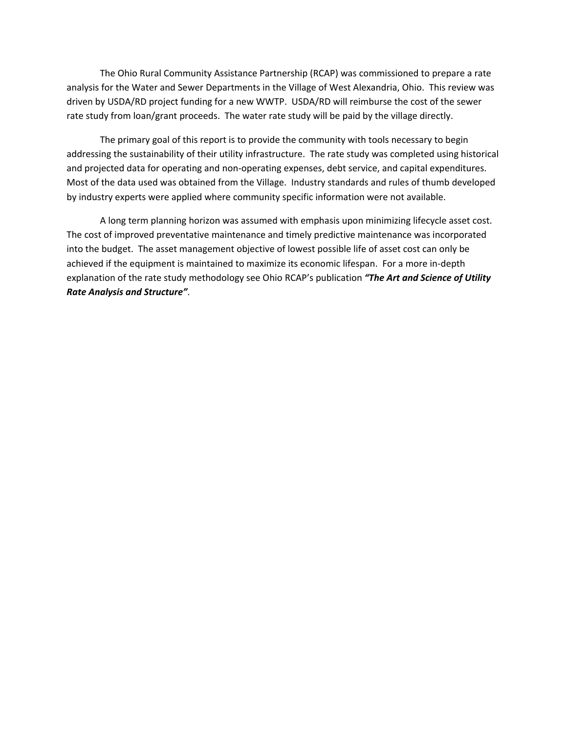The Ohio Rural Community Assistance Partnership (RCAP) was commissioned to prepare a rate analysis for the Water and Sewer Departments in the Village of West Alexandria, Ohio. This review was driven by USDA/RD project funding for a new WWTP. USDA/RD will reimburse the cost of the sewer rate study from loan/grant proceeds. The water rate study will be paid by the village directly.

The primary goal of this report is to provide the community with tools necessary to begin addressing the sustainability of their utility infrastructure. The rate study was completed using historical and projected data for operating and non-operating expenses, debt service, and capital expenditures. Most of the data used was obtained from the Village. Industry standards and rules of thumb developed by industry experts were applied where community specific information were not available.

A long term planning horizon was assumed with emphasis upon minimizing lifecycle asset cost. The cost of improved preventative maintenance and timely predictive maintenance was incorporated into the budget. The asset management objective of lowest possible life of asset cost can only be achieved if the equipment is maintained to maximize its economic lifespan. For a more in-depth explanation of the rate study methodology see Ohio RCAP's publication ***"The Art and Science of Utility Rate Analysis and Structure"***.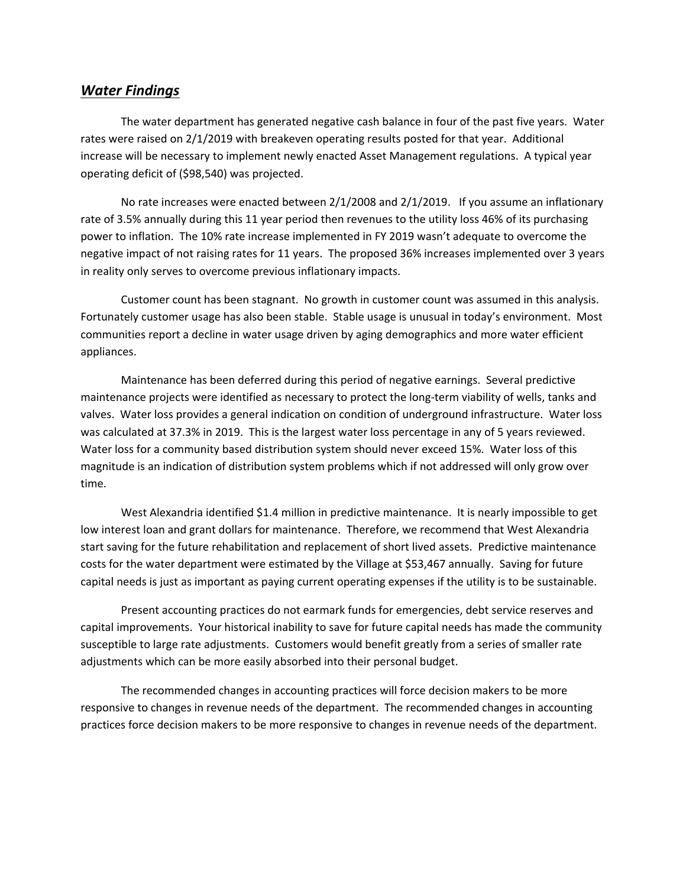## ***Water Findings***

The water department has generated negative cash balance in four of the past five years. Water rates were raised on 2/1/2019 with breakeven operating results posted for that year. Additional increase will be necessary to implement newly enacted Asset Management regulations. A typical year operating deficit of ($98,540) was projected.

No rate increases were enacted between 2/1/2008 and 2/1/2019. If you assume an inflationary rate of 3.5% annually during this 11 year period then revenues to the utility loss 46% of its purchasing power to inflation. The 10% rate increase implemented in FY 2019 wasn't adequate to overcome the negative impact of not raising rates for 11 years. The proposed 36% increases implemented over 3 years in reality only serves to overcome previous inflationary impacts.

Customer count has been stagnant. No growth in customer count was assumed in this analysis. Fortunately customer usage has also been stable. Stable usage is unusual in today's environment. Most communities report a decline in water usage driven by aging demographics and more water efficient appliances.

Maintenance has been deferred during this period of negative earnings. Several predictive maintenance projects were identified as necessary to protect the long-term viability of wells, tanks and valves. Water loss provides a general indication on condition of underground infrastructure. Water loss was calculated at 37.3% in 2019. This is the largest water loss percentage in any of 5 years reviewed. Water loss for a community based distribution system should never exceed 15%. Water loss of this magnitude is an indication of distribution system problems which if not addressed will only grow over time.

West Alexandria identified $1.4 million in predictive maintenance. It is nearly impossible to get low interest loan and grant dollars for maintenance. Therefore, we recommend that West Alexandria start saving for the future rehabilitation and replacement of short lived assets. Predictive maintenance costs for the water department were estimated by the Village at $53,467 annually. Saving for future capital needs is just as important as paying current operating expenses if the utility is to be sustainable.

Present accounting practices do not earmark funds for emergencies, debt service reserves and capital improvements. Your historical inability to save for future capital needs has made the community susceptible to large rate adjustments. Customers would benefit greatly from a series of smaller rate adjustments which can be more easily absorbed into their personal budget.

The recommended changes in accounting practices will force decision makers to be more responsive to changes in revenue needs of the department. The recommended changes in accounting practices force decision makers to be more responsive to changes in revenue needs of the department.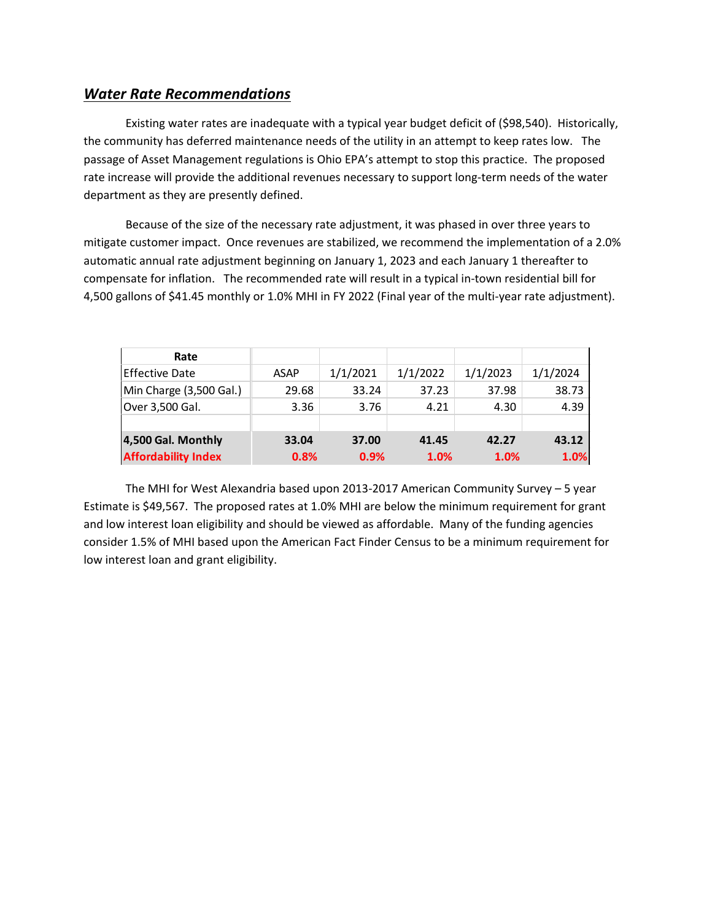## ***Water Rate Recommendations***

Existing water rates are inadequate with a typical year budget deficit of ($98,540). Historically, the community has deferred maintenance needs of the utility in an attempt to keep rates low. The passage of Asset Management regulations is Ohio EPA's attempt to stop this practice. The proposed rate increase will provide the additional revenues necessary to support long-term needs of the water department as they are presently defined.

Because of the size of the necessary rate adjustment, it was phased in over three years to mitigate customer impact. Once revenues are stabilized, we recommend the implementation of a 2.0% automatic annual rate adjustment beginning on January 1, 2023 and each January 1 thereafter to compensate for inflation. The recommended rate will result in a typical in-town residential bill for 4,500 gallons of $41.45 monthly or 1.0% MHI in FY 2022 (Final year of the multi-year rate adjustment).

| **Rate** | | | | | |
|---|---|---|---|---|---|
| Effective Date | ASAP | 1/1/2021 | 1/1/2022 | 1/1/2023 | 1/1/2024 |
| Min Charge (3,500 Gal.) | 29.68 | 33.24 | 37.23 | 37.98 | 38.73 |
| Over 3,500 Gal. | 3.36 | 3.76 | 4.21 | 4.30 | 4.39 |
| | | | | | |
| **4,500 Gal. Monthly** | **33.04** | **37.00** | **41.45** | **42.27** | **43.12** |
| **Affordability Index** | **0.8%** | **0.9%** | **1.0%** | **1.0%** | **1.0%** |

The MHI for West Alexandria based upon 2013-2017 American Community Survey – 5 year Estimate is $49,567. The proposed rates at 1.0% MHI are below the minimum requirement for grant and low interest loan eligibility and should be viewed as affordable. Many of the funding agencies consider 1.5% of MHI based upon the American Fact Finder Census to be a minimum requirement for low interest loan and grant eligibility.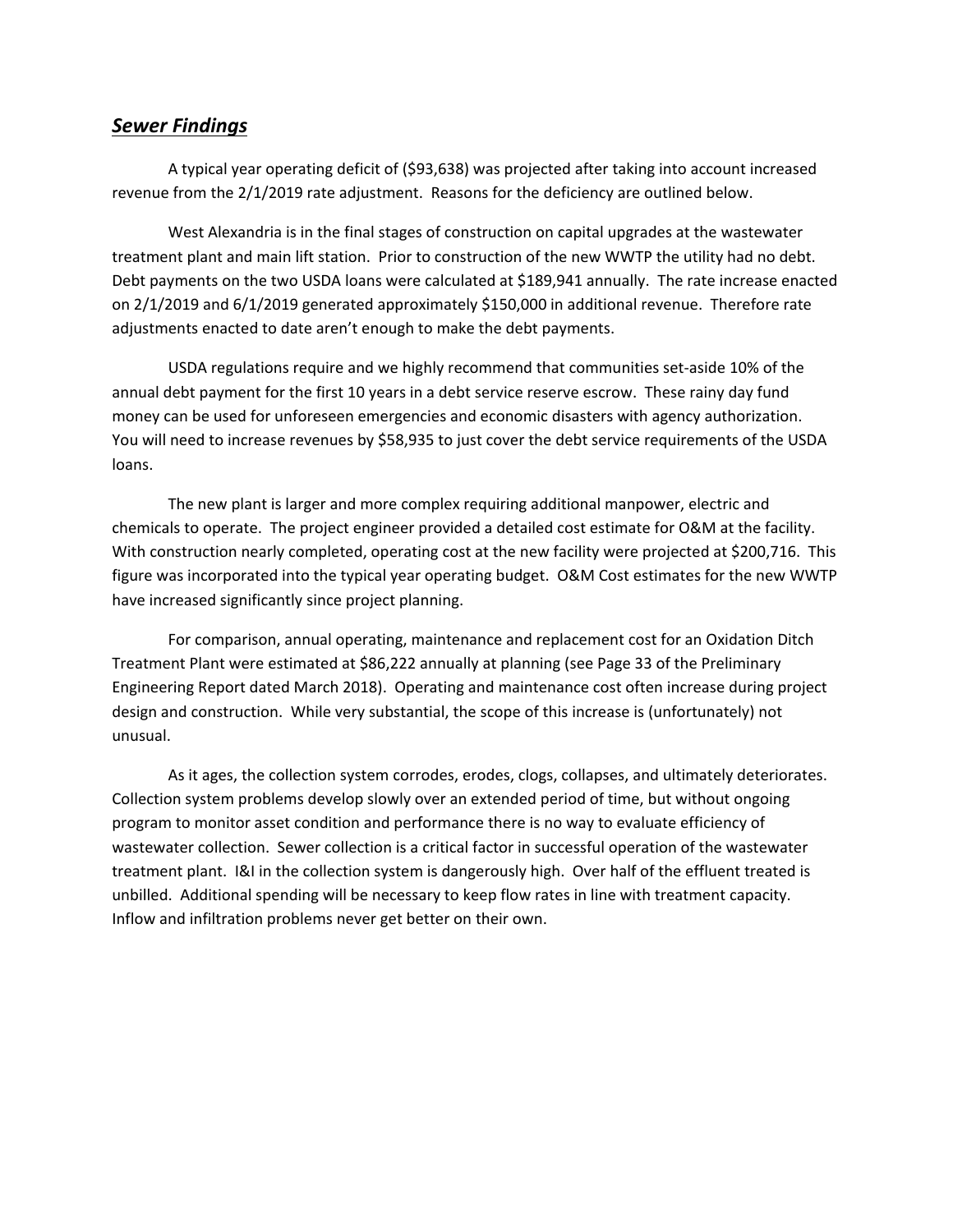## ***Sewer Findings***

A typical year operating deficit of ($93,638) was projected after taking into account increased revenue from the 2/1/2019 rate adjustment. Reasons for the deficiency are outlined below.

West Alexandria is in the final stages of construction on capital upgrades at the wastewater treatment plant and main lift station. Prior to construction of the new WWTP the utility had no debt. Debt payments on the two USDA loans were calculated at $189,941 annually. The rate increase enacted on 2/1/2019 and 6/1/2019 generated approximately $150,000 in additional revenue. Therefore rate adjustments enacted to date aren't enough to make the debt payments.

USDA regulations require and we highly recommend that communities set-aside 10% of the annual debt payment for the first 10 years in a debt service reserve escrow. These rainy day fund money can be used for unforeseen emergencies and economic disasters with agency authorization. You will need to increase revenues by $58,935 to just cover the debt service requirements of the USDA loans.

The new plant is larger and more complex requiring additional manpower, electric and chemicals to operate. The project engineer provided a detailed cost estimate for O&M at the facility. With construction nearly completed, operating cost at the new facility were projected at $200,716. This figure was incorporated into the typical year operating budget. O&M Cost estimates for the new WWTP have increased significantly since project planning.

For comparison, annual operating, maintenance and replacement cost for an Oxidation Ditch Treatment Plant were estimated at $86,222 annually at planning (see Page 33 of the Preliminary Engineering Report dated March 2018). Operating and maintenance cost often increase during project design and construction. While very substantial, the scope of this increase is (unfortunately) not unusual.

As it ages, the collection system corrodes, erodes, clogs, collapses, and ultimately deteriorates. Collection system problems develop slowly over an extended period of time, but without ongoing program to monitor asset condition and performance there is no way to evaluate efficiency of wastewater collection. Sewer collection is a critical factor in successful operation of the wastewater treatment plant. I&I in the collection system is dangerously high. Over half of the effluent treated is unbilled. Additional spending will be necessary to keep flow rates in line with treatment capacity. Inflow and infiltration problems never get better on their own.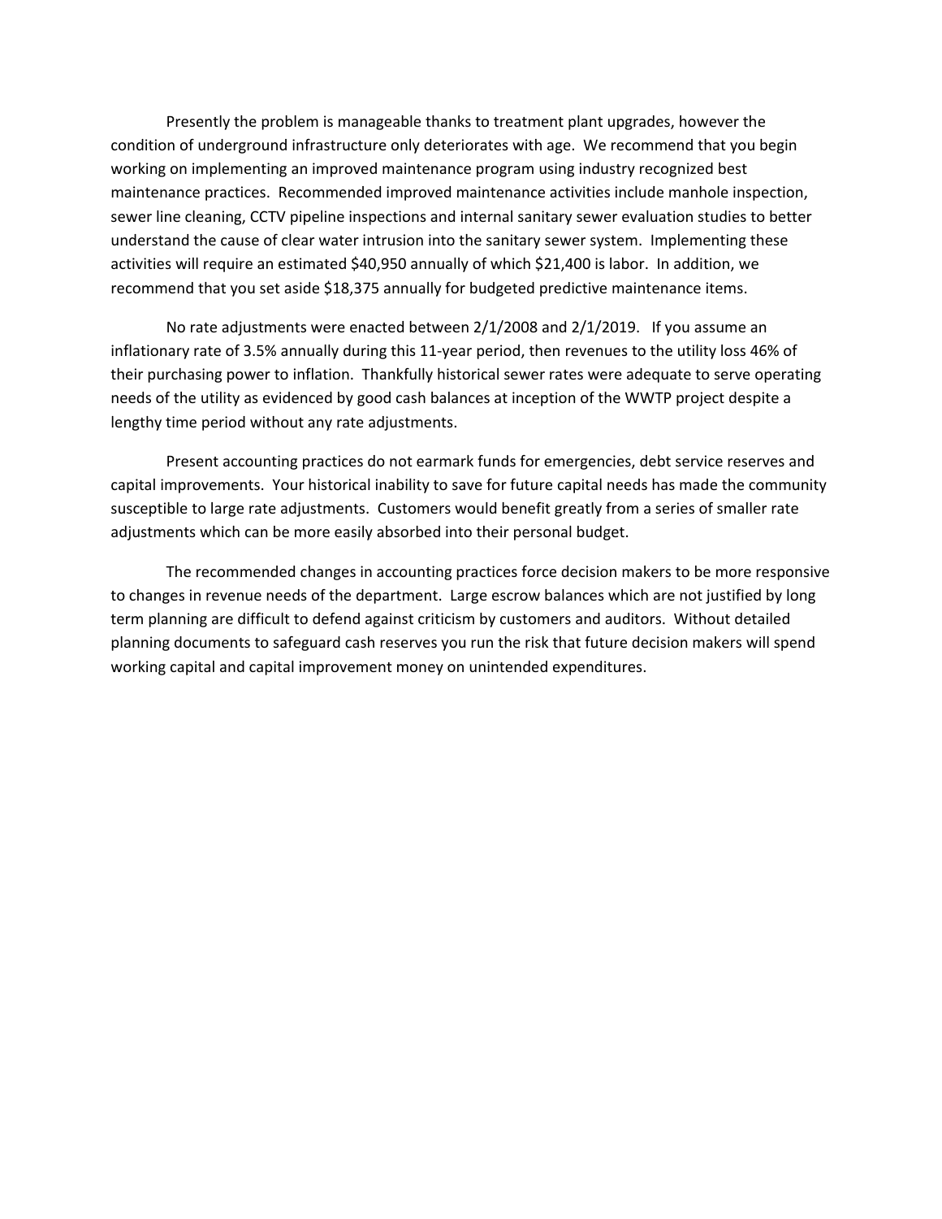Presently the problem is manageable thanks to treatment plant upgrades, however the condition of underground infrastructure only deteriorates with age. We recommend that you begin working on implementing an improved maintenance program using industry recognized best maintenance practices. Recommended improved maintenance activities include manhole inspection, sewer line cleaning, CCTV pipeline inspections and internal sanitary sewer evaluation studies to better understand the cause of clear water intrusion into the sanitary sewer system. Implementing these activities will require an estimated $40,950 annually of which $21,400 is labor. In addition, we recommend that you set aside $18,375 annually for budgeted predictive maintenance items.

No rate adjustments were enacted between 2/1/2008 and 2/1/2019. If you assume an inflationary rate of 3.5% annually during this 11-year period, then revenues to the utility loss 46% of their purchasing power to inflation. Thankfully historical sewer rates were adequate to serve operating needs of the utility as evidenced by good cash balances at inception of the WWTP project despite a lengthy time period without any rate adjustments.

Present accounting practices do not earmark funds for emergencies, debt service reserves and capital improvements. Your historical inability to save for future capital needs has made the community susceptible to large rate adjustments. Customers would benefit greatly from a series of smaller rate adjustments which can be more easily absorbed into their personal budget.

The recommended changes in accounting practices force decision makers to be more responsive to changes in revenue needs of the department. Large escrow balances which are not justified by long term planning are difficult to defend against criticism by customers and auditors. Without detailed planning documents to safeguard cash reserves you run the risk that future decision makers will spend working capital and capital improvement money on unintended expenditures.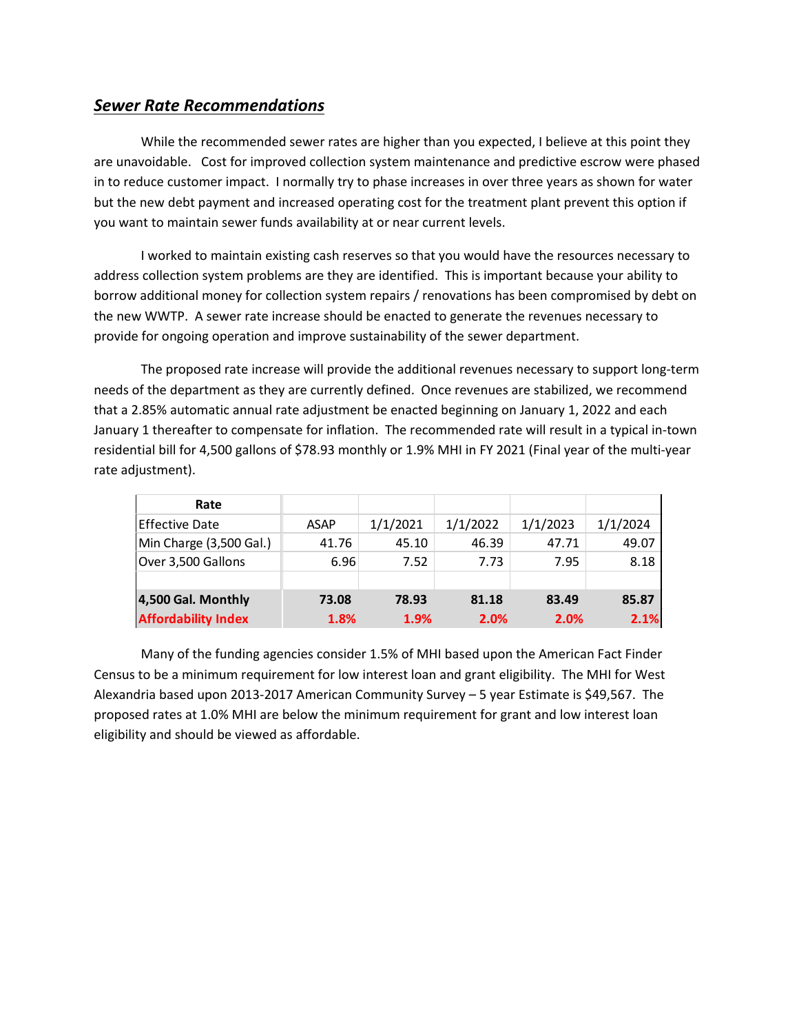## ***Sewer Rate Recommendations***

While the recommended sewer rates are higher than you expected, I believe at this point they are unavoidable. Cost for improved collection system maintenance and predictive escrow were phased in to reduce customer impact. I normally try to phase increases in over three years as shown for water but the new debt payment and increased operating cost for the treatment plant prevent this option if you want to maintain sewer funds availability at or near current levels.

I worked to maintain existing cash reserves so that you would have the resources necessary to address collection system problems are they are identified. This is important because your ability to borrow additional money for collection system repairs / renovations has been compromised by debt on the new WWTP. A sewer rate increase should be enacted to generate the revenues necessary to provide for ongoing operation and improve sustainability of the sewer department.

The proposed rate increase will provide the additional revenues necessary to support long-term needs of the department as they are currently defined. Once revenues are stabilized, we recommend that a 2.85% automatic annual rate adjustment be enacted beginning on January 1, 2022 and each January 1 thereafter to compensate for inflation. The recommended rate will result in a typical in-town residential bill for 4,500 gallons of $78.93 monthly or 1.9% MHI in FY 2021 (Final year of the multi-year rate adjustment).

| Rate | | | | | |
|---|---|---|---|---|---|
| Effective Date | ASAP | 1/1/2021 | 1/1/2022 | 1/1/2023 | 1/1/2024 |
| Min Charge (3,500 Gal.) | 41.76 | 45.10 | 46.39 | 47.71 | 49.07 |
| Over 3,500 Gallons | 6.96 | 7.52 | 7.73 | 7.95 | 8.18 |
| | | | | | |
| **4,500 Gal. Monthly** | **73.08** | **78.93** | **81.18** | **83.49** | **85.87** |
| **Affordability Index** | **1.8%** | **1.9%** | **2.0%** | **2.0%** | **2.1%** |

Many of the funding agencies consider 1.5% of MHI based upon the American Fact Finder Census to be a minimum requirement for low interest loan and grant eligibility. The MHI for West Alexandria based upon 2013-2017 American Community Survey – 5 year Estimate is $49,567. The proposed rates at 1.0% MHI are below the minimum requirement for grant and low interest loan eligibility and should be viewed as affordable.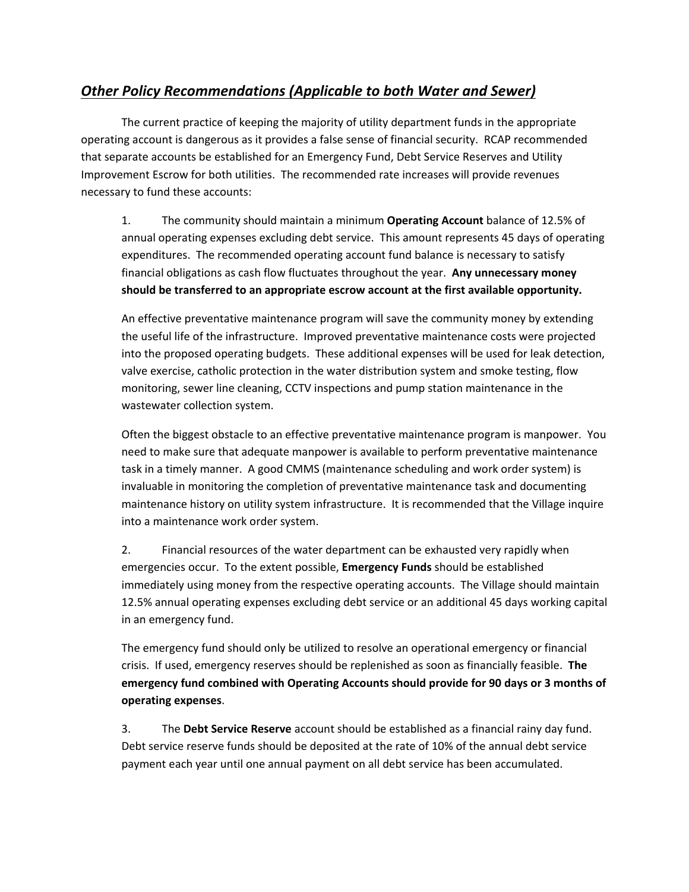## *Other Policy Recommendations (Applicable to both Water and Sewer)*

The current practice of keeping the majority of utility department funds in the appropriate operating account is dangerous as it provides a false sense of financial security. RCAP recommended that separate accounts be established for an Emergency Fund, Debt Service Reserves and Utility Improvement Escrow for both utilities. The recommended rate increases will provide revenues necessary to fund these accounts:

1. The community should maintain a minimum **Operating Account** balance of 12.5% of annual operating expenses excluding debt service. This amount represents 45 days of operating expenditures. The recommended operating account fund balance is necessary to satisfy financial obligations as cash flow fluctuates throughout the year. **Any unnecessary money should be transferred to an appropriate escrow account at the first available opportunity.**

   An effective preventative maintenance program will save the community money by extending the useful life of the infrastructure. Improved preventative maintenance costs were projected into the proposed operating budgets. These additional expenses will be used for leak detection, valve exercise, catholic protection in the water distribution system and smoke testing, flow monitoring, sewer line cleaning, CCTV inspections and pump station maintenance in the wastewater collection system.

   Often the biggest obstacle to an effective preventative maintenance program is manpower. You need to make sure that adequate manpower is available to perform preventative maintenance task in a timely manner. A good CMMS (maintenance scheduling and work order system) is invaluable in monitoring the completion of preventative maintenance task and documenting maintenance history on utility system infrastructure. It is recommended that the Village inquire into a maintenance work order system.

2. Financial resources of the water department can be exhausted very rapidly when emergencies occur. To the extent possible, **Emergency Funds** should be established immediately using money from the respective operating accounts. The Village should maintain 12.5% annual operating expenses excluding debt service or an additional 45 days working capital in an emergency fund.

   The emergency fund should only be utilized to resolve an operational emergency or financial crisis. If used, emergency reserves should be replenished as soon as financially feasible. **The emergency fund combined with Operating Accounts should provide for 90 days or 3 months of operating expenses**.

3. The **Debt Service Reserve** account should be established as a financial rainy day fund. Debt service reserve funds should be deposited at the rate of 10% of the annual debt service payment each year until one annual payment on all debt service has been accumulated.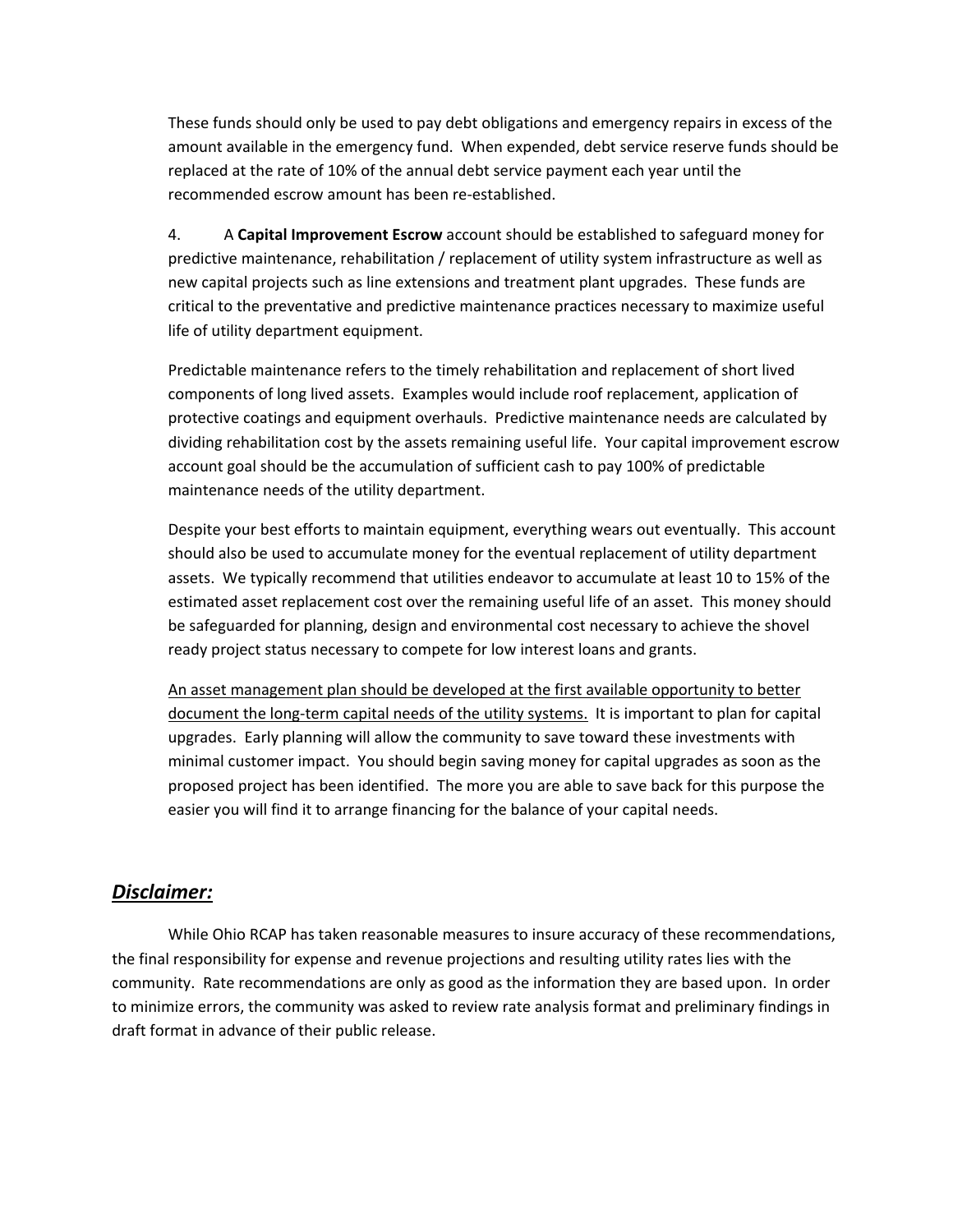These funds should only be used to pay debt obligations and emergency repairs in excess of the amount available in the emergency fund. When expended, debt service reserve funds should be replaced at the rate of 10% of the annual debt service payment each year until the recommended escrow amount has been re-established.

4. A **Capital Improvement Escrow** account should be established to safeguard money for predictive maintenance, rehabilitation / replacement of utility system infrastructure as well as new capital projects such as line extensions and treatment plant upgrades. These funds are critical to the preventative and predictive maintenance practices necessary to maximize useful life of utility department equipment.

Predictable maintenance refers to the timely rehabilitation and replacement of short lived components of long lived assets. Examples would include roof replacement, application of protective coatings and equipment overhauls. Predictive maintenance needs are calculated by dividing rehabilitation cost by the assets remaining useful life. Your capital improvement escrow account goal should be the accumulation of sufficient cash to pay 100% of predictable maintenance needs of the utility department.

Despite your best efforts to maintain equipment, everything wears out eventually. This account should also be used to accumulate money for the eventual replacement of utility department assets. We typically recommend that utilities endeavor to accumulate at least 10 to 15% of the estimated asset replacement cost over the remaining useful life of an asset. This money should be safeguarded for planning, design and environmental cost necessary to achieve the shovel ready project status necessary to compete for low interest loans and grants.

<u>An asset management plan should be developed at the first available opportunity to better document the long-term capital needs of the utility systems.</u> It is important to plan for capital upgrades. Early planning will allow the community to save toward these investments with minimal customer impact. You should begin saving money for capital upgrades as soon as the proposed project has been identified. The more you are able to save back for this purpose the easier you will find it to arrange financing for the balance of your capital needs.

## ***<u>Disclaimer:</u>***

While Ohio RCAP has taken reasonable measures to insure accuracy of these recommendations, the final responsibility for expense and revenue projections and resulting utility rates lies with the community. Rate recommendations are only as good as the information they are based upon. In order to minimize errors, the community was asked to review rate analysis format and preliminary findings in draft format in advance of their public release.